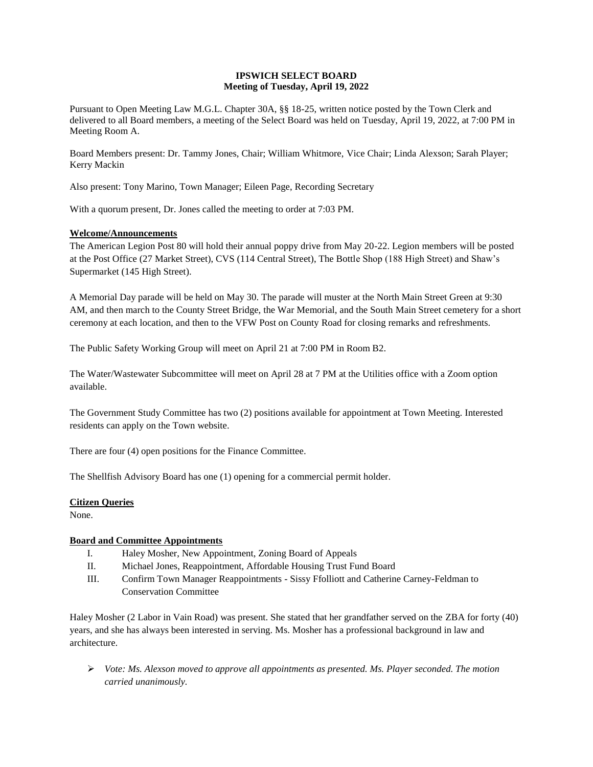**IPSWICH SELECT BOARD**
**Meeting of Tuesday, April 19, 2022**

Pursuant to Open Meeting Law M.G.L. Chapter 30A, §§ 18-25, written notice posted by the Town Clerk and delivered to all Board members, a meeting of the Select Board was held on Tuesday, April 19, 2022, at 7:00 PM in Meeting Room A.

Board Members present: Dr. Tammy Jones, Chair; William Whitmore, Vice Chair; Linda Alexson; Sarah Player; Kerry Mackin

Also present: Tony Marino, Town Manager; Eileen Page, Recording Secretary

With a quorum present, Dr. Jones called the meeting to order at 7:03 PM.

**Welcome/Announcements**

The American Legion Post 80 will hold their annual poppy drive from May 20-22. Legion members will be posted at the Post Office (27 Market Street), CVS (114 Central Street), The Bottle Shop (188 High Street) and Shaw's Supermarket (145 High Street).

A Memorial Day parade will be held on May 30. The parade will muster at the North Main Street Green at 9:30 AM, and then march to the County Street Bridge, the War Memorial, and the South Main Street cemetery for a short ceremony at each location, and then to the VFW Post on County Road for closing remarks and refreshments.

The Public Safety Working Group will meet on April 21 at 7:00 PM in Room B2.

The Water/Wastewater Subcommittee will meet on April 28 at 7 PM at the Utilities office with a Zoom option available.

The Government Study Committee has two (2) positions available for appointment at Town Meeting. Interested residents can apply on the Town website.

There are four (4) open positions for the Finance Committee.

The Shellfish Advisory Board has one (1) opening for a commercial permit holder.

**Citizen Queries**

None.

**Board and Committee Appointments**

I. Haley Mosher, New Appointment, Zoning Board of Appeals
II. Michael Jones, Reappointment, Affordable Housing Trust Fund Board
III. Confirm Town Manager Reappointments - Sissy Ffolliott and Catherine Carney-Feldman to Conservation Committee

Haley Mosher (2 Labor in Vain Road) was present. She stated that her grandfather served on the ZBA for forty (40) years, and she has always been interested in serving. Ms. Mosher has a professional background in law and architecture.

- *Vote: Ms. Alexson moved to approve all appointments as presented. Ms. Player seconded. The motion carried unanimously.*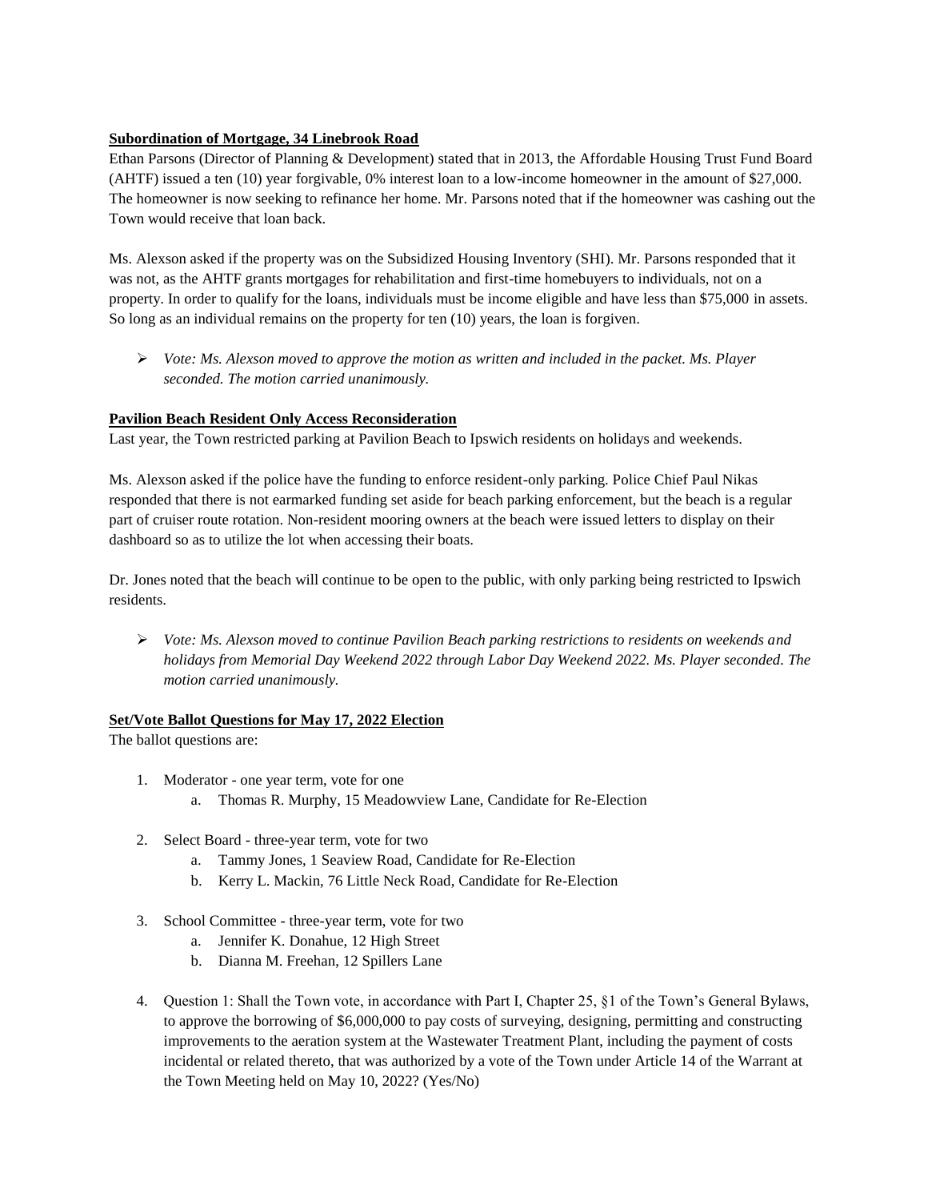**Subordination of Mortgage, 34 Linebrook Road**

Ethan Parsons (Director of Planning & Development) stated that in 2013, the Affordable Housing Trust Fund Board (AHTF) issued a ten (10) year forgivable, 0% interest loan to a low-income homeowner in the amount of $27,000. The homeowner is now seeking to refinance her home. Mr. Parsons noted that if the homeowner was cashing out the Town would receive that loan back.

Ms. Alexson asked if the property was on the Subsidized Housing Inventory (SHI). Mr. Parsons responded that it was not, as the AHTF grants mortgages for rehabilitation and first-time homebuyers to individuals, not on a property. In order to qualify for the loans, individuals must be income eligible and have less than $75,000 in assets. So long as an individual remains on the property for ten (10) years, the loan is forgiven.

- *Vote: Ms. Alexson moved to approve the motion as written and included in the packet. Ms. Player seconded. The motion carried unanimously.*

**Pavilion Beach Resident Only Access Reconsideration**

Last year, the Town restricted parking at Pavilion Beach to Ipswich residents on holidays and weekends.

Ms. Alexson asked if the police have the funding to enforce resident-only parking. Police Chief Paul Nikas responded that there is not earmarked funding set aside for beach parking enforcement, but the beach is a regular part of cruiser route rotation. Non-resident mooring owners at the beach were issued letters to display on their dashboard so as to utilize the lot when accessing their boats.

Dr. Jones noted that the beach will continue to be open to the public, with only parking being restricted to Ipswich residents.

- *Vote: Ms. Alexson moved to continue Pavilion Beach parking restrictions to residents on weekends and holidays from Memorial Day Weekend 2022 through Labor Day Weekend 2022. Ms. Player seconded. The motion carried unanimously.*

**Set/Vote Ballot Questions for May 17, 2022 Election**

The ballot questions are:

1. Moderator - one year term, vote for one
   a. Thomas R. Murphy, 15 Meadowview Lane, Candidate for Re-Election
2. Select Board - three-year term, vote for two
   a. Tammy Jones, 1 Seaview Road, Candidate for Re-Election
   b. Kerry L. Mackin, 76 Little Neck Road, Candidate for Re-Election
3. School Committee - three-year term, vote for two
   a. Jennifer K. Donahue, 12 High Street
   b. Dianna M. Freehan, 12 Spillers Lane
4. Question 1: Shall the Town vote, in accordance with Part I, Chapter 25, §1 of the Town's General Bylaws, to approve the borrowing of $6,000,000 to pay costs of surveying, designing, permitting and constructing improvements to the aeration system at the Wastewater Treatment Plant, including the payment of costs incidental or related thereto, that was authorized by a vote of the Town under Article 14 of the Warrant at the Town Meeting held on May 10, 2022? (Yes/No)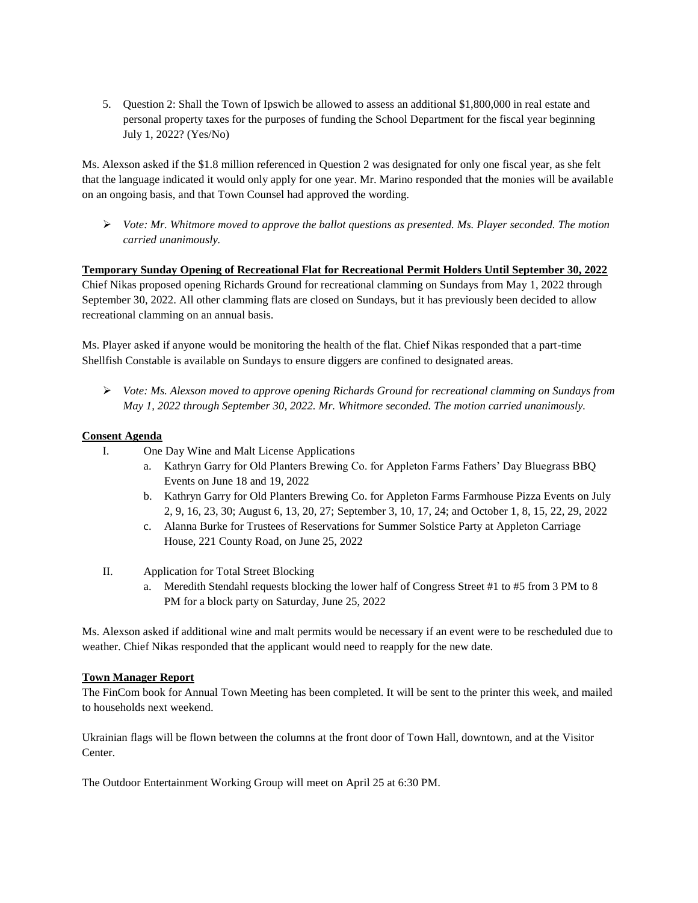5. Question 2: Shall the Town of Ipswich be allowed to assess an additional $1,800,000 in real estate and personal property taxes for the purposes of funding the School Department for the fiscal year beginning July 1, 2022? (Yes/No)

Ms. Alexson asked if the $1.8 million referenced in Question 2 was designated for only one fiscal year, as she felt that the language indicated it would only apply for one year. Mr. Marino responded that the monies will be available on an ongoing basis, and that Town Counsel had approved the wording.

- *Vote: Mr. Whitmore moved to approve the ballot questions as presented. Ms. Player seconded. The motion carried unanimously.*

**Temporary Sunday Opening of Recreational Flat for Recreational Permit Holders Until September 30, 2022**

Chief Nikas proposed opening Richards Ground for recreational clamming on Sundays from May 1, 2022 through September 30, 2022. All other clamming flats are closed on Sundays, but it has previously been decided to allow recreational clamming on an annual basis.

Ms. Player asked if anyone would be monitoring the health of the flat. Chief Nikas responded that a part-time Shellfish Constable is available on Sundays to ensure diggers are confined to designated areas.

- *Vote: Ms. Alexson moved to approve opening Richards Ground for recreational clamming on Sundays from May 1, 2022 through September 30, 2022. Mr. Whitmore seconded. The motion carried unanimously.*

**Consent Agenda**

I. One Day Wine and Malt License Applications
   a. Kathryn Garry for Old Planters Brewing Co. for Appleton Farms Fathers' Day Bluegrass BBQ Events on June 18 and 19, 2022
   b. Kathryn Garry for Old Planters Brewing Co. for Appleton Farms Farmhouse Pizza Events on July 2, 9, 16, 23, 30; August 6, 13, 20, 27; September 3, 10, 17, 24; and October 1, 8, 15, 22, 29, 2022
   c. Alanna Burke for Trustees of Reservations for Summer Solstice Party at Appleton Carriage House, 221 County Road, on June 25, 2022

II. Application for Total Street Blocking
   a. Meredith Stendahl requests blocking the lower half of Congress Street #1 to #5 from 3 PM to 8 PM for a block party on Saturday, June 25, 2022

Ms. Alexson asked if additional wine and malt permits would be necessary if an event were to be rescheduled due to weather. Chief Nikas responded that the applicant would need to reapply for the new date.

**Town Manager Report**

The FinCom book for Annual Town Meeting has been completed. It will be sent to the printer this week, and mailed to households next weekend.

Ukrainian flags will be flown between the columns at the front door of Town Hall, downtown, and at the Visitor Center.

The Outdoor Entertainment Working Group will meet on April 25 at 6:30 PM.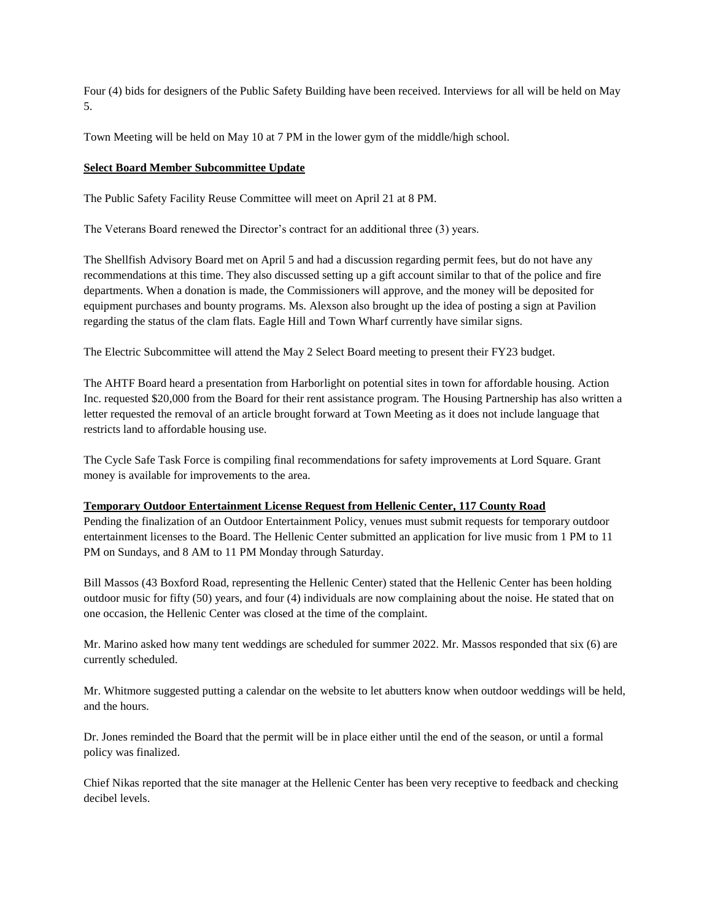Four (4) bids for designers of the Public Safety Building have been received. Interviews for all will be held on May 5.

Town Meeting will be held on May 10 at 7 PM in the lower gym of the middle/high school.

**Select Board Member Subcommittee Update**

The Public Safety Facility Reuse Committee will meet on April 21 at 8 PM.

The Veterans Board renewed the Director's contract for an additional three (3) years.

The Shellfish Advisory Board met on April 5 and had a discussion regarding permit fees, but do not have any recommendations at this time. They also discussed setting up a gift account similar to that of the police and fire departments. When a donation is made, the Commissioners will approve, and the money will be deposited for equipment purchases and bounty programs. Ms. Alexson also brought up the idea of posting a sign at Pavilion regarding the status of the clam flats. Eagle Hill and Town Wharf currently have similar signs.

The Electric Subcommittee will attend the May 2 Select Board meeting to present their FY23 budget.

The AHTF Board heard a presentation from Harborlight on potential sites in town for affordable housing. Action Inc. requested $20,000 from the Board for their rent assistance program. The Housing Partnership has also written a letter requested the removal of an article brought forward at Town Meeting as it does not include language that restricts land to affordable housing use.

The Cycle Safe Task Force is compiling final recommendations for safety improvements at Lord Square. Grant money is available for improvements to the area.

**Temporary Outdoor Entertainment License Request from Hellenic Center, 117 County Road**

Pending the finalization of an Outdoor Entertainment Policy, venues must submit requests for temporary outdoor entertainment licenses to the Board. The Hellenic Center submitted an application for live music from 1 PM to 11 PM on Sundays, and 8 AM to 11 PM Monday through Saturday.

Bill Massos (43 Boxford Road, representing the Hellenic Center) stated that the Hellenic Center has been holding outdoor music for fifty (50) years, and four (4) individuals are now complaining about the noise. He stated that on one occasion, the Hellenic Center was closed at the time of the complaint.

Mr. Marino asked how many tent weddings are scheduled for summer 2022. Mr. Massos responded that six (6) are currently scheduled.

Mr. Whitmore suggested putting a calendar on the website to let abutters know when outdoor weddings will be held, and the hours.

Dr. Jones reminded the Board that the permit will be in place either until the end of the season, or until a formal policy was finalized.

Chief Nikas reported that the site manager at the Hellenic Center has been very receptive to feedback and checking decibel levels.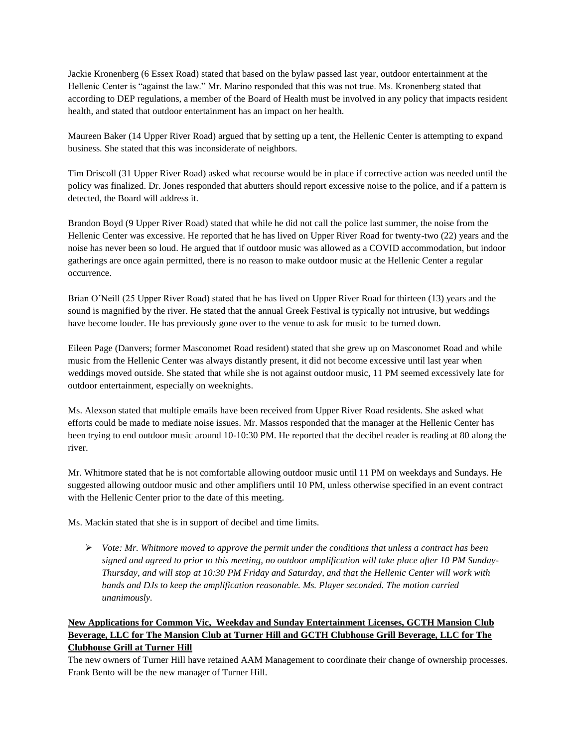Jackie Kronenberg (6 Essex Road) stated that based on the bylaw passed last year, outdoor entertainment at the Hellenic Center is "against the law." Mr. Marino responded that this was not true. Ms. Kronenberg stated that according to DEP regulations, a member of the Board of Health must be involved in any policy that impacts resident health, and stated that outdoor entertainment has an impact on her health.

Maureen Baker (14 Upper River Road) argued that by setting up a tent, the Hellenic Center is attempting to expand business. She stated that this was inconsiderate of neighbors.

Tim Driscoll (31 Upper River Road) asked what recourse would be in place if corrective action was needed until the policy was finalized. Dr. Jones responded that abutters should report excessive noise to the police, and if a pattern is detected, the Board will address it.

Brandon Boyd (9 Upper River Road) stated that while he did not call the police last summer, the noise from the Hellenic Center was excessive. He reported that he has lived on Upper River Road for twenty-two (22) years and the noise has never been so loud. He argued that if outdoor music was allowed as a COVID accommodation, but indoor gatherings are once again permitted, there is no reason to make outdoor music at the Hellenic Center a regular occurrence.

Brian O'Neill (25 Upper River Road) stated that he has lived on Upper River Road for thirteen (13) years and the sound is magnified by the river. He stated that the annual Greek Festival is typically not intrusive, but weddings have become louder. He has previously gone over to the venue to ask for music to be turned down.

Eileen Page (Danvers; former Masconomet Road resident) stated that she grew up on Masconomet Road and while music from the Hellenic Center was always distantly present, it did not become excessive until last year when weddings moved outside. She stated that while she is not against outdoor music, 11 PM seemed excessively late for outdoor entertainment, especially on weeknights.

Ms. Alexson stated that multiple emails have been received from Upper River Road residents. She asked what efforts could be made to mediate noise issues. Mr. Massos responded that the manager at the Hellenic Center has been trying to end outdoor music around 10-10:30 PM. He reported that the decibel reader is reading at 80 along the river.

Mr. Whitmore stated that he is not comfortable allowing outdoor music until 11 PM on weekdays and Sundays. He suggested allowing outdoor music and other amplifiers until 10 PM, unless otherwise specified in an event contract with the Hellenic Center prior to the date of this meeting.

Ms. Mackin stated that she is in support of decibel and time limits.

- *Vote: Mr. Whitmore moved to approve the permit under the conditions that unless a contract has been signed and agreed to prior to this meeting, no outdoor amplification will take place after 10 PM Sunday-Thursday, and will stop at 10:30 PM Friday and Saturday, and that the Hellenic Center will work with bands and DJs to keep the amplification reasonable. Ms. Player seconded. The motion carried unanimously.*

**New Applications for Common Vic, Weekday and Sunday Entertainment Licenses, GCTH Mansion Club Beverage, LLC for The Mansion Club at Turner Hill and GCTH Clubhouse Grill Beverage, LLC for The Clubhouse Grill at Turner Hill**

The new owners of Turner Hill have retained AAM Management to coordinate their change of ownership processes. Frank Bento will be the new manager of Turner Hill.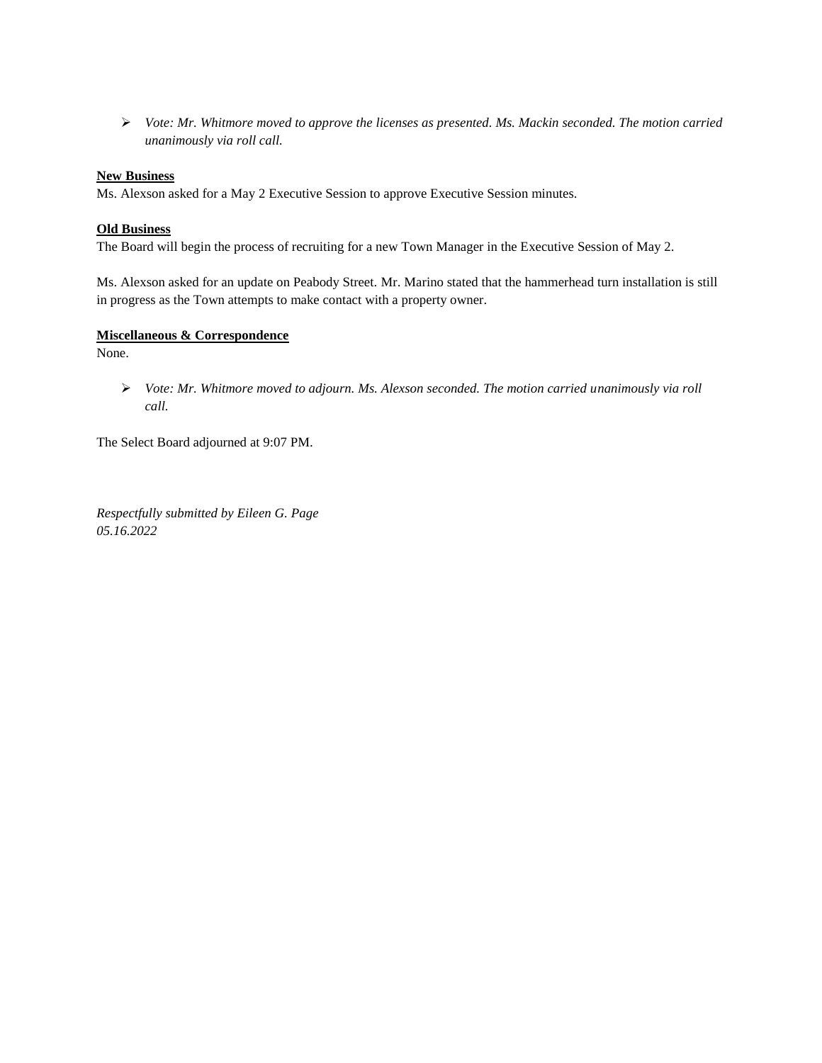- *Vote: Mr. Whitmore moved to approve the licenses as presented. Ms. Mackin seconded. The motion carried unanimously via roll call.*

**New Business**

Ms. Alexson asked for a May 2 Executive Session to approve Executive Session minutes.

**Old Business**

The Board will begin the process of recruiting for a new Town Manager in the Executive Session of May 2.

Ms. Alexson asked for an update on Peabody Street. Mr. Marino stated that the hammerhead turn installation is still in progress as the Town attempts to make contact with a property owner.

**Miscellaneous & Correspondence**

None.

- *Vote: Mr. Whitmore moved to adjourn. Ms. Alexson seconded. The motion carried unanimously via roll call.*

The Select Board adjourned at 9:07 PM.

*Respectfully submitted by Eileen G. Page*
*05.16.2022*